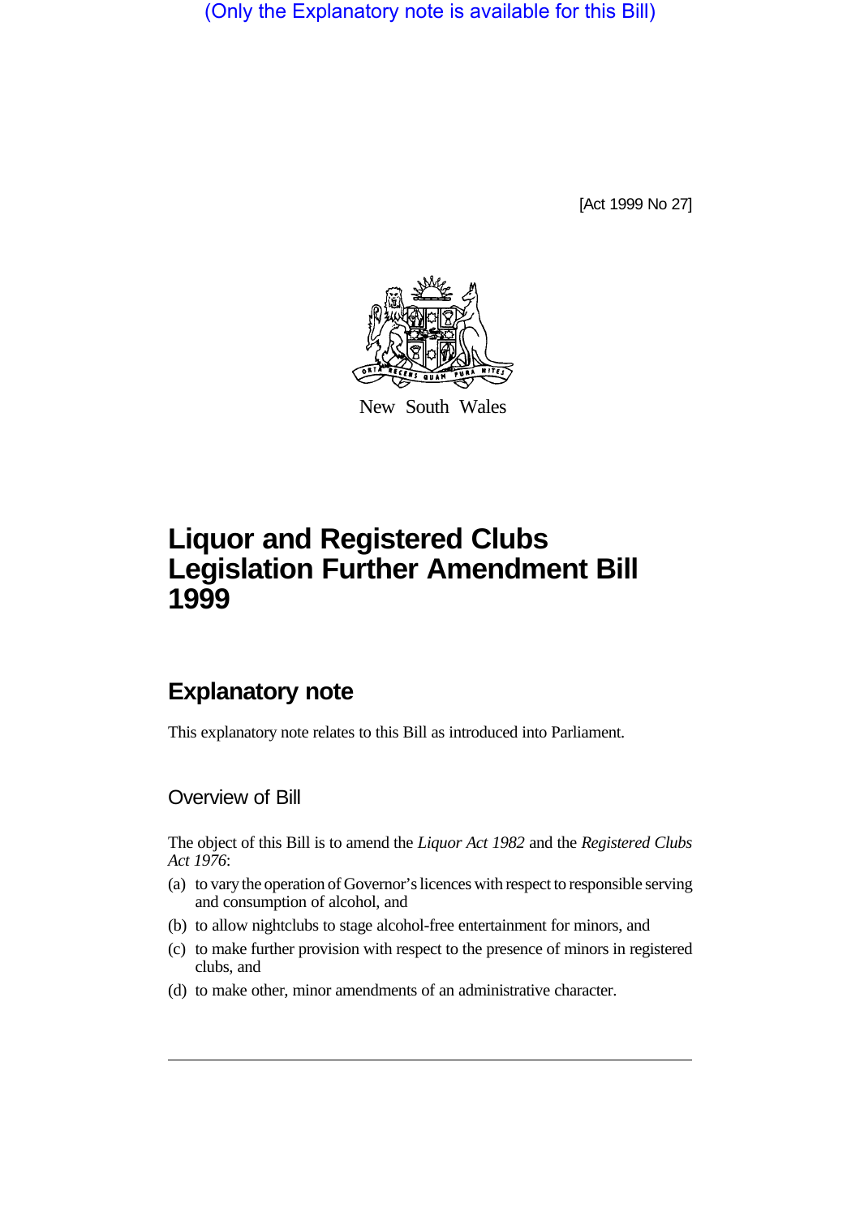(Only the Explanatory note is available for this Bill)

[Act 1999 No 27]

New South Wales

# Liquor and Registered Clubs Legislation Further Amendment Bill 1999

## Explanatory note

This explanatory note relates to this Bill as introduced into Parliament.

### Overview of Bill

The object of this Bill is to amend the *Liquor Act 1982* and the *Registered Clubs Act 1976*:

(a) to vary the operation of Governor's licences with respect to responsible serving and consumption of alcohol, and

(b) to allow nightclubs to stage alcohol-free entertainment for minors, and

(c) to make further provision with respect to the presence of minors in registered clubs, and

(d) to make other, minor amendments of an administrative character.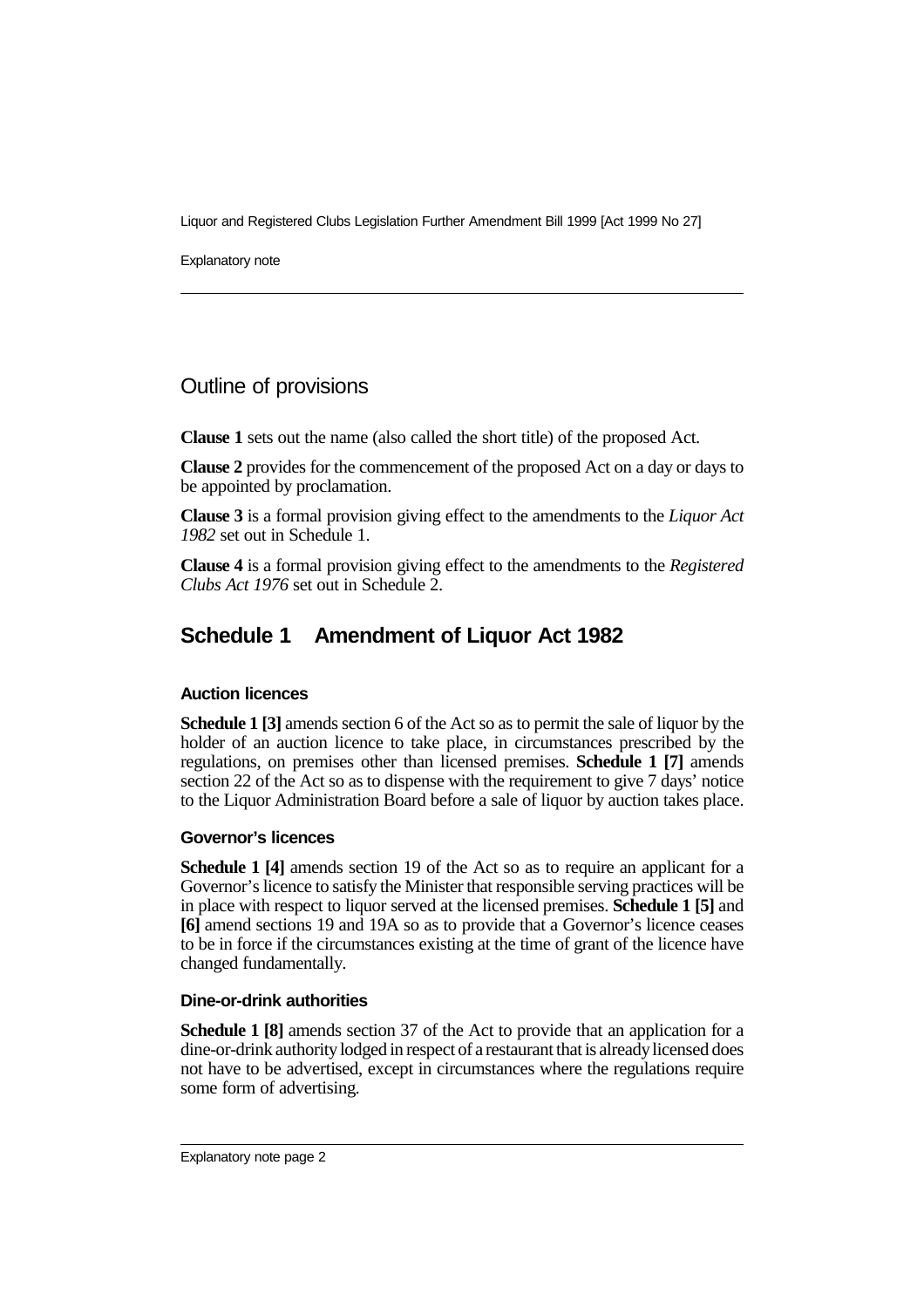## Outline of provisions

**Clause 1** sets out the name (also called the short title) of the proposed Act.

**Clause 2** provides for the commencement of the proposed Act on a day or days to be appointed by proclamation.

**Clause 3** is a formal provision giving effect to the amendments to the *Liquor Act 1982* set out in Schedule 1.

**Clause 4** is a formal provision giving effect to the amendments to the *Registered Clubs Act 1976* set out in Schedule 2.

## Schedule 1 Amendment of Liquor Act 1982

### Auction licences

**Schedule 1 [3]** amends section 6 of the Act so as to permit the sale of liquor by the holder of an auction licence to take place, in circumstances prescribed by the regulations, on premises other than licensed premises. **Schedule 1 [7]** amends section 22 of the Act so as to dispense with the requirement to give 7 days' notice to the Liquor Administration Board before a sale of liquor by auction takes place.

### Governor's licences

**Schedule 1 [4]** amends section 19 of the Act so as to require an applicant for a Governor's licence to satisfy the Minister that responsible serving practices will be in place with respect to liquor served at the licensed premises. **Schedule 1 [5]** and **[6]** amend sections 19 and 19A so as to provide that a Governor's licence ceases to be in force if the circumstances existing at the time of grant of the licence have changed fundamentally.

### Dine-or-drink authorities

**Schedule 1 [8]** amends section 37 of the Act to provide that an application for a dine-or-drink authority lodged in respect of a restaurant that is already licensed does not have to be advertised, except in circumstances where the regulations require some form of advertising.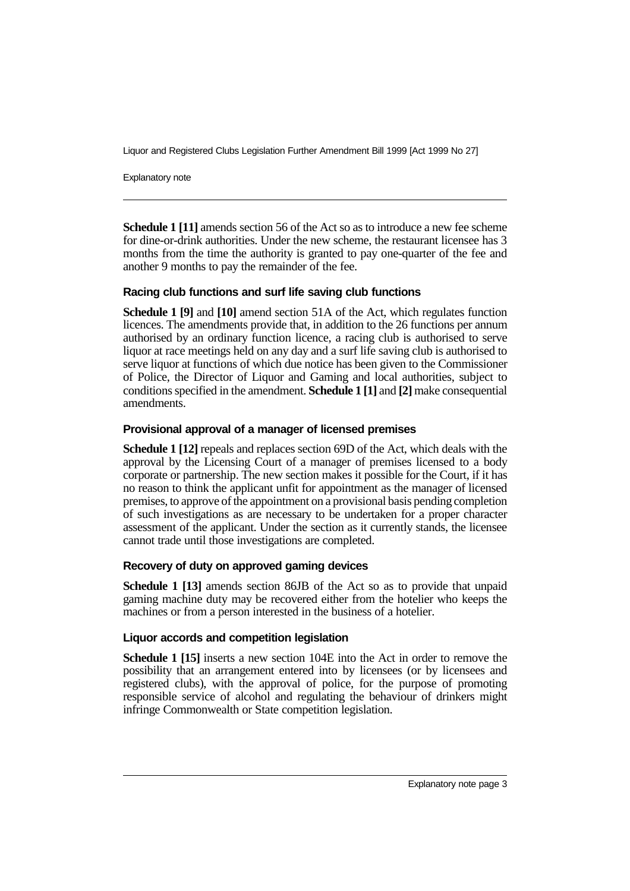**Schedule 1 [11]** amends section 56 of the Act so as to introduce a new fee scheme for dine-or-drink authorities. Under the new scheme, the restaurant licensee has 3 months from the time the authority is granted to pay one-quarter of the fee and another 9 months to pay the remainder of the fee.

### Racing club functions and surf life saving club functions

**Schedule 1 [9]** and **[10]** amend section 51A of the Act, which regulates function licences. The amendments provide that, in addition to the 26 functions per annum authorised by an ordinary function licence, a racing club is authorised to serve liquor at race meetings held on any day and a surf life saving club is authorised to serve liquor at functions of which due notice has been given to the Commissioner of Police, the Director of Liquor and Gaming and local authorities, subject to conditions specified in the amendment. **Schedule 1 [1]** and **[2]** make consequential amendments.

### Provisional approval of a manager of licensed premises

**Schedule 1 [12]** repeals and replaces section 69D of the Act, which deals with the approval by the Licensing Court of a manager of premises licensed to a body corporate or partnership. The new section makes it possible for the Court, if it has no reason to think the applicant unfit for appointment as the manager of licensed premises, to approve of the appointment on a provisional basis pending completion of such investigations as are necessary to be undertaken for a proper character assessment of the applicant. Under the section as it currently stands, the licensee cannot trade until those investigations are completed.

### Recovery of duty on approved gaming devices

**Schedule 1 [13]** amends section 86JB of the Act so as to provide that unpaid gaming machine duty may be recovered either from the hotelier who keeps the machines or from a person interested in the business of a hotelier.

### Liquor accords and competition legislation

**Schedule 1 [15]** inserts a new section 104E into the Act in order to remove the possibility that an arrangement entered into by licensees (or by licensees and registered clubs), with the approval of police, for the purpose of promoting responsible service of alcohol and regulating the behaviour of drinkers might infringe Commonwealth or State competition legislation.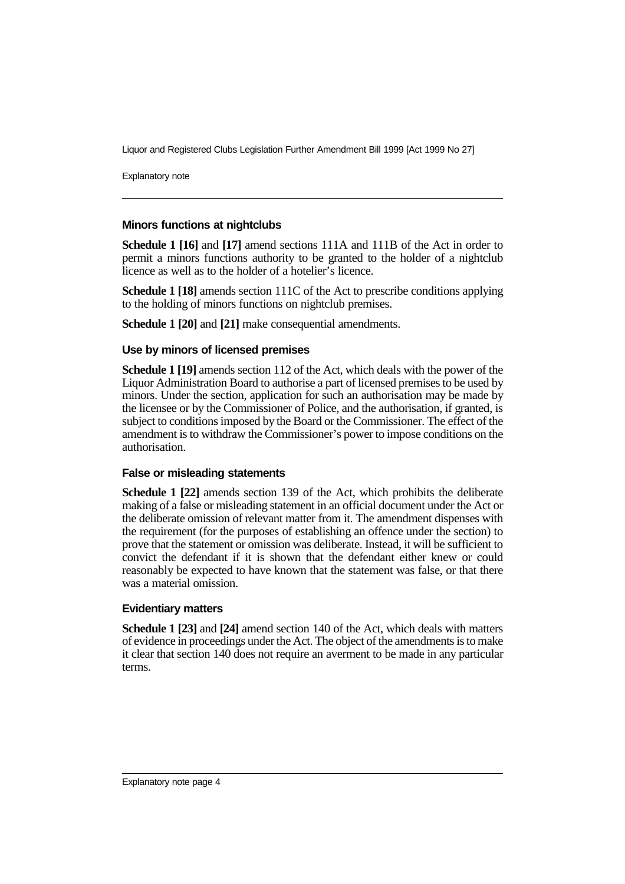### Minors functions at nightclubs

**Schedule 1 [16]** and **[17]** amend sections 111A and 111B of the Act in order to permit a minors functions authority to be granted to the holder of a nightclub licence as well as to the holder of a hotelier's licence.

**Schedule 1 [18]** amends section 111C of the Act to prescribe conditions applying to the holding of minors functions on nightclub premises.

**Schedule 1 [20]** and **[21]** make consequential amendments.

### Use by minors of licensed premises

**Schedule 1 [19]** amends section 112 of the Act, which deals with the power of the Liquor Administration Board to authorise a part of licensed premises to be used by minors. Under the section, application for such an authorisation may be made by the licensee or by the Commissioner of Police, and the authorisation, if granted, is subject to conditions imposed by the Board or the Commissioner. The effect of the amendment is to withdraw the Commissioner's power to impose conditions on the authorisation.

### False or misleading statements

**Schedule 1 [22]** amends section 139 of the Act, which prohibits the deliberate making of a false or misleading statement in an official document under the Act or the deliberate omission of relevant matter from it. The amendment dispenses with the requirement (for the purposes of establishing an offence under the section) to prove that the statement or omission was deliberate. Instead, it will be sufficient to convict the defendant if it is shown that the defendant either knew or could reasonably be expected to have known that the statement was false, or that there was a material omission.

### Evidentiary matters

**Schedule 1 [23]** and **[24]** amend section 140 of the Act, which deals with matters of evidence in proceedings under the Act. The object of the amendments is to make it clear that section 140 does not require an averment to be made in any particular terms.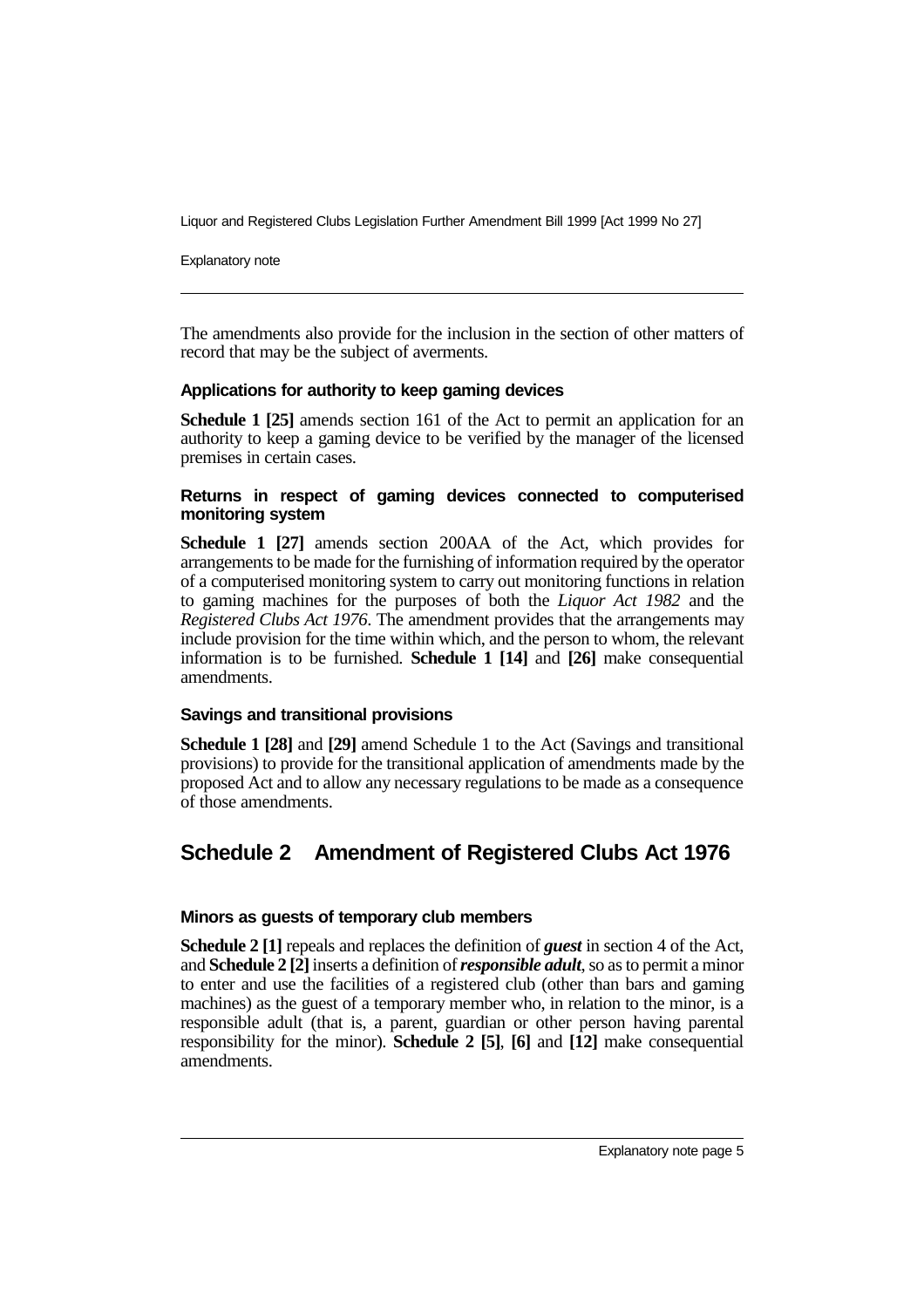The amendments also provide for the inclusion in the section of other matters of record that may be the subject of averments.

### Applications for authority to keep gaming devices

**Schedule 1 [25]** amends section 161 of the Act to permit an application for an authority to keep a gaming device to be verified by the manager of the licensed premises in certain cases.

### Returns in respect of gaming devices connected to computerised monitoring system

**Schedule 1 [27]** amends section 200AA of the Act, which provides for arrangements to be made for the furnishing of information required by the operator of a computerised monitoring system to carry out monitoring functions in relation to gaming machines for the purposes of both the *Liquor Act 1982* and the *Registered Clubs Act 1976*. The amendment provides that the arrangements may include provision for the time within which, and the person to whom, the relevant information is to be furnished. **Schedule 1 [14]** and **[26]** make consequential amendments.

### Savings and transitional provisions

**Schedule 1 [28]** and **[29]** amend Schedule 1 to the Act (Savings and transitional provisions) to provide for the transitional application of amendments made by the proposed Act and to allow any necessary regulations to be made as a consequence of those amendments.

## Schedule 2 Amendment of Registered Clubs Act 1976

### Minors as guests of temporary club members

**Schedule 2 [1]** repeals and replaces the definition of ***guest*** in section 4 of the Act, and **Schedule 2 [2]** inserts a definition of ***responsible adult***, so as to permit a minor to enter and use the facilities of a registered club (other than bars and gaming machines) as the guest of a temporary member who, in relation to the minor, is a responsible adult (that is, a parent, guardian or other person having parental responsibility for the minor). **Schedule 2 [5]**, **[6]** and **[12]** make consequential amendments.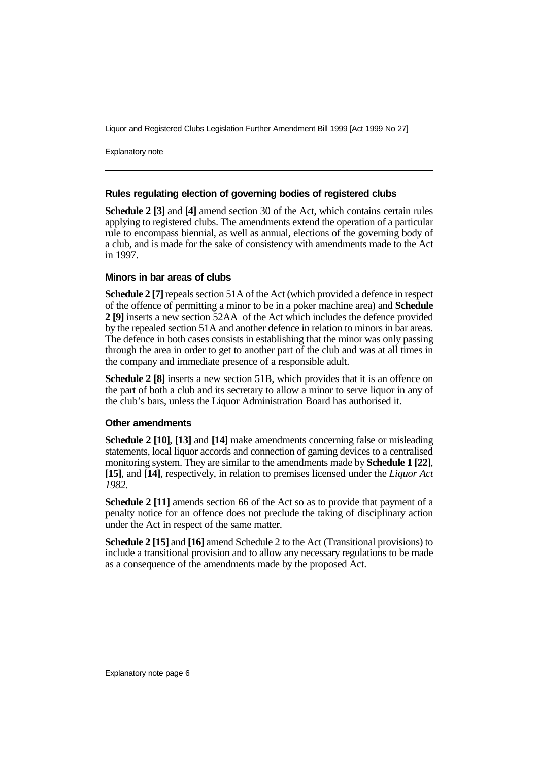### Rules regulating election of governing bodies of registered clubs

**Schedule 2 [3]** and **[4]** amend section 30 of the Act, which contains certain rules applying to registered clubs. The amendments extend the operation of a particular rule to encompass biennial, as well as annual, elections of the governing body of a club, and is made for the sake of consistency with amendments made to the Act in 1997.

### Minors in bar areas of clubs

**Schedule 2 [7]** repeals section 51A of the Act (which provided a defence in respect of the offence of permitting a minor to be in a poker machine area) and **Schedule 2 [9]** inserts a new section 52AA of the Act which includes the defence provided by the repealed section 51A and another defence in relation to minors in bar areas. The defence in both cases consists in establishing that the minor was only passing through the area in order to get to another part of the club and was at all times in the company and immediate presence of a responsible adult.

**Schedule 2 [8]** inserts a new section 51B, which provides that it is an offence on the part of both a club and its secretary to allow a minor to serve liquor in any of the club's bars, unless the Liquor Administration Board has authorised it.

### Other amendments

**Schedule 2 [10]**, **[13]** and **[14]** make amendments concerning false or misleading statements, local liquor accords and connection of gaming devices to a centralised monitoring system. They are similar to the amendments made by **Schedule 1 [22]**, **[15]**, and **[14]**, respectively, in relation to premises licensed under the *Liquor Act 1982*.

**Schedule 2 [11]** amends section 66 of the Act so as to provide that payment of a penalty notice for an offence does not preclude the taking of disciplinary action under the Act in respect of the same matter.

**Schedule 2 [15]** and **[16]** amend Schedule 2 to the Act (Transitional provisions) to include a transitional provision and to allow any necessary regulations to be made as a consequence of the amendments made by the proposed Act.